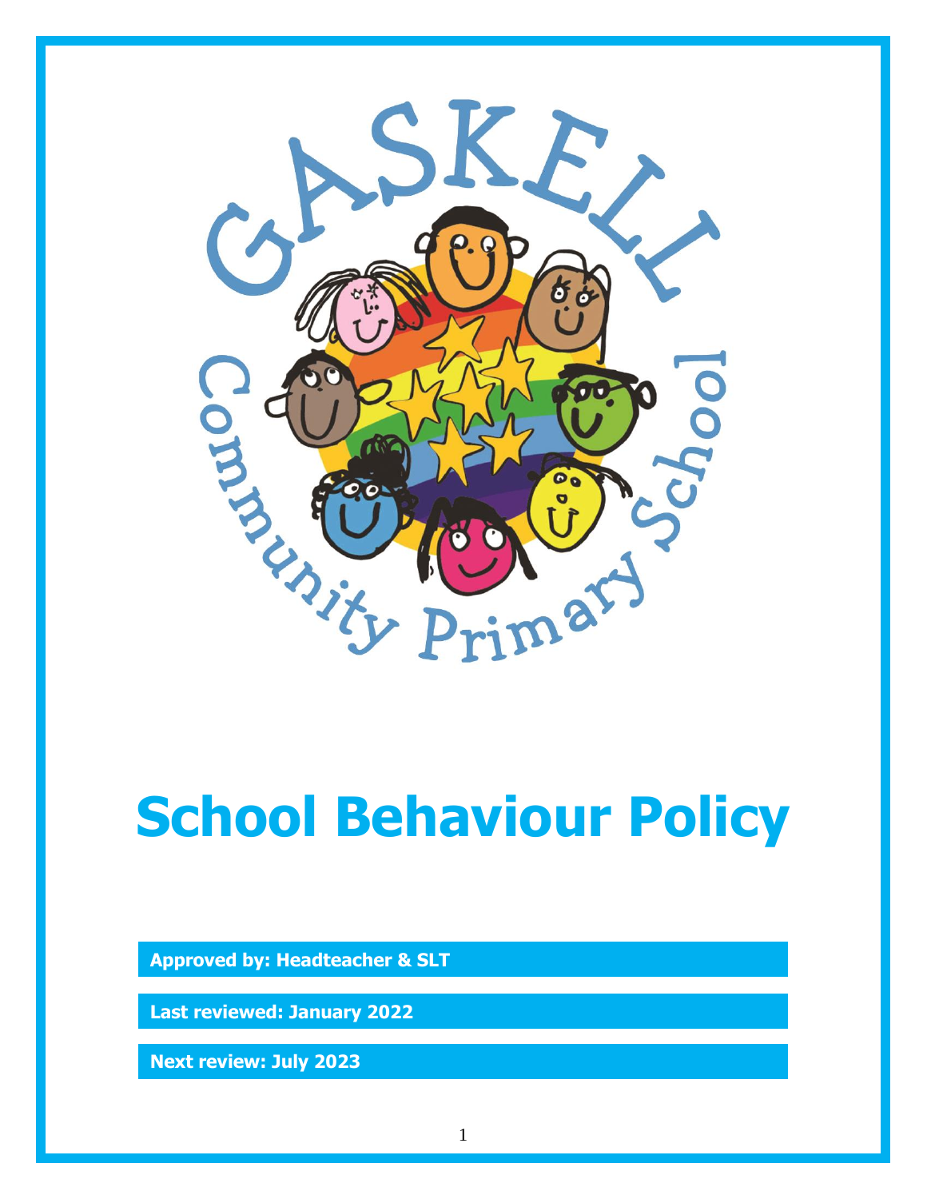# School Behaviour Policy

**Approved by: Headteacher & SLT**

**Last reviewed: January 2022**

**Next review: July 2023**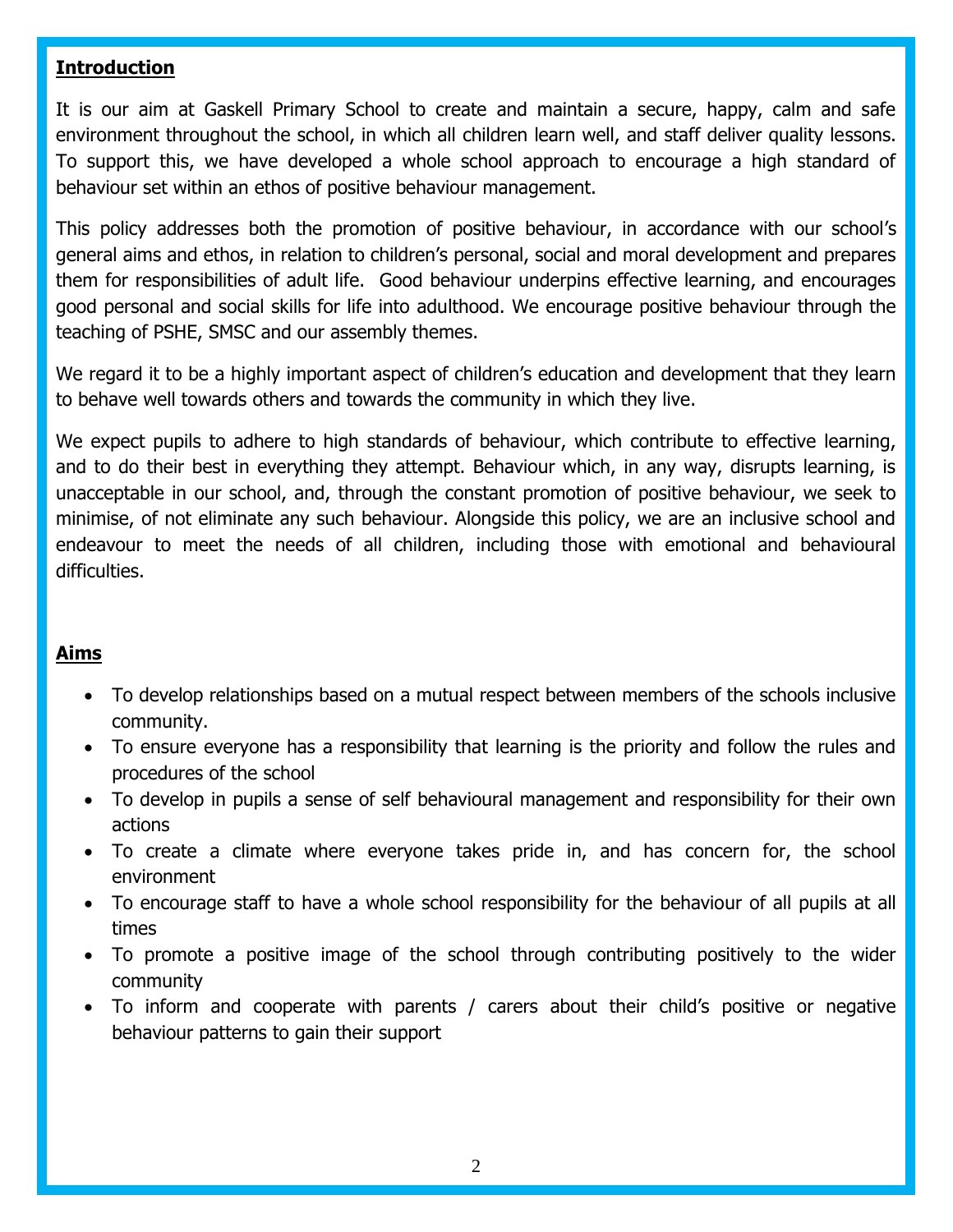## **Introduction**

It is our aim at Gaskell Primary School to create and maintain a secure, happy, calm and safe environment throughout the school, in which all children learn well, and staff deliver quality lessons. To support this, we have developed a whole school approach to encourage a high standard of behaviour set within an ethos of positive behaviour management.

This policy addresses both the promotion of positive behaviour, in accordance with our school's general aims and ethos, in relation to children's personal, social and moral development and prepares them for responsibilities of adult life. Good behaviour underpins effective learning, and encourages good personal and social skills for life into adulthood. We encourage positive behaviour through the teaching of PSHE, SMSC and our assembly themes.

We regard it to be a highly important aspect of children's education and development that they learn to behave well towards others and towards the community in which they live.

We expect pupils to adhere to high standards of behaviour, which contribute to effective learning, and to do their best in everything they attempt. Behaviour which, in any way, disrupts learning, is unacceptable in our school, and, through the constant promotion of positive behaviour, we seek to minimise, of not eliminate any such behaviour. Alongside this policy, we are an inclusive school and endeavour to meet the needs of all children, including those with emotional and behavioural difficulties.

## **Aims**

- To develop relationships based on a mutual respect between members of the schools inclusive community.
- To ensure everyone has a responsibility that learning is the priority and follow the rules and procedures of the school
- To develop in pupils a sense of self behavioural management and responsibility for their own actions
- To create a climate where everyone takes pride in, and has concern for, the school environment
- To encourage staff to have a whole school responsibility for the behaviour of all pupils at all times
- To promote a positive image of the school through contributing positively to the wider community
- To inform and cooperate with parents / carers about their child's positive or negative behaviour patterns to gain their support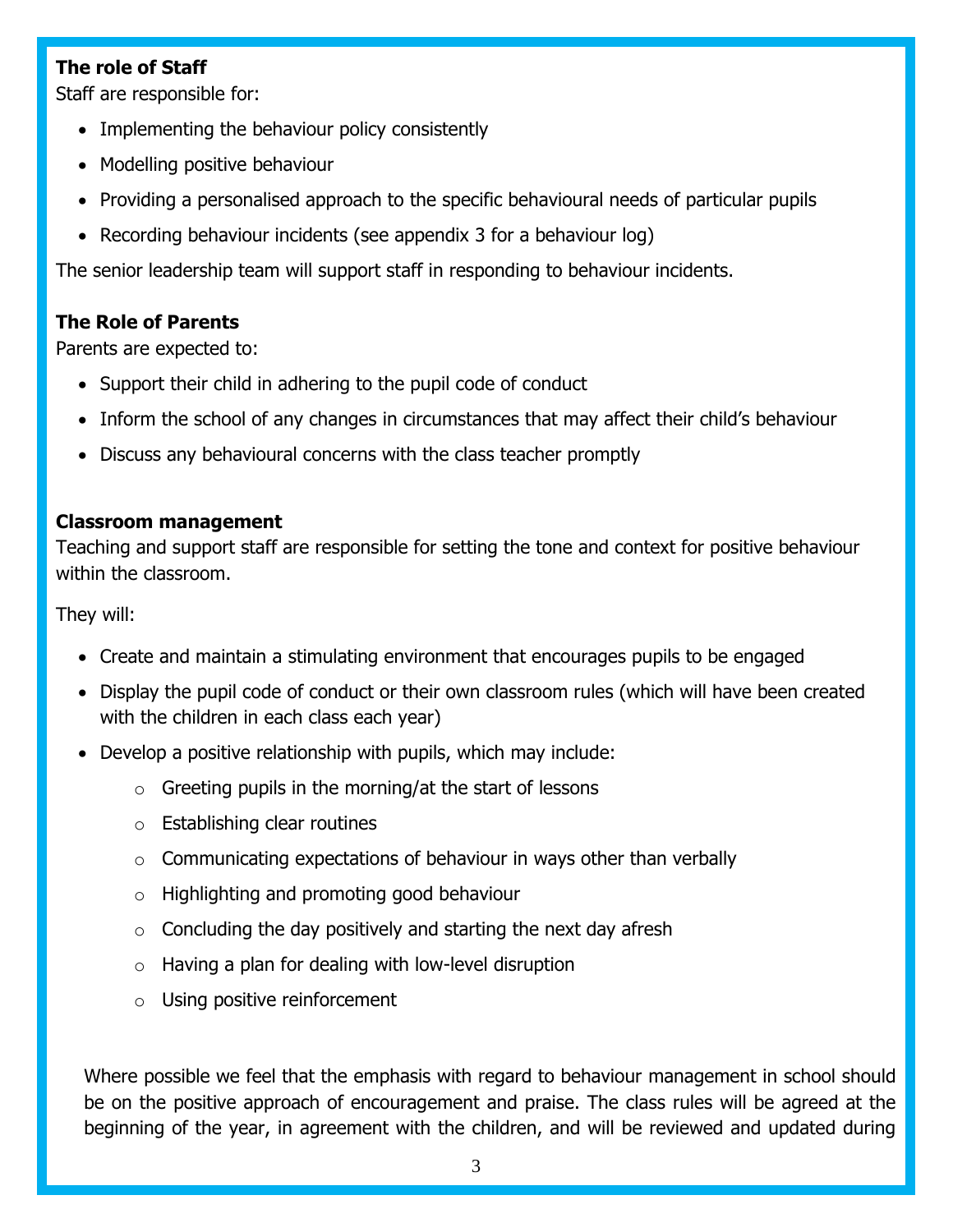**The role of Staff**

Staff are responsible for:

- Implementing the behaviour policy consistently
- Modelling positive behaviour
- Providing a personalised approach to the specific behavioural needs of particular pupils
- Recording behaviour incidents (see appendix 3 for a behaviour log)

The senior leadership team will support staff in responding to behaviour incidents.

**The Role of Parents**

Parents are expected to:

- Support their child in adhering to the pupil code of conduct
- Inform the school of any changes in circumstances that may affect their child's behaviour
- Discuss any behavioural concerns with the class teacher promptly

**Classroom management**

Teaching and support staff are responsible for setting the tone and context for positive behaviour within the classroom.

They will:

- Create and maintain a stimulating environment that encourages pupils to be engaged
- Display the pupil code of conduct or their own classroom rules (which will have been created with the children in each class each year)
- Develop a positive relationship with pupils, which may include:
  - Greeting pupils in the morning/at the start of lessons
  - Establishing clear routines
  - Communicating expectations of behaviour in ways other than verbally
  - Highlighting and promoting good behaviour
  - Concluding the day positively and starting the next day afresh
  - Having a plan for dealing with low-level disruption
  - Using positive reinforcement

Where possible we feel that the emphasis with regard to behaviour management in school should be on the positive approach of encouragement and praise. The class rules will be agreed at the beginning of the year, in agreement with the children, and will be reviewed and updated during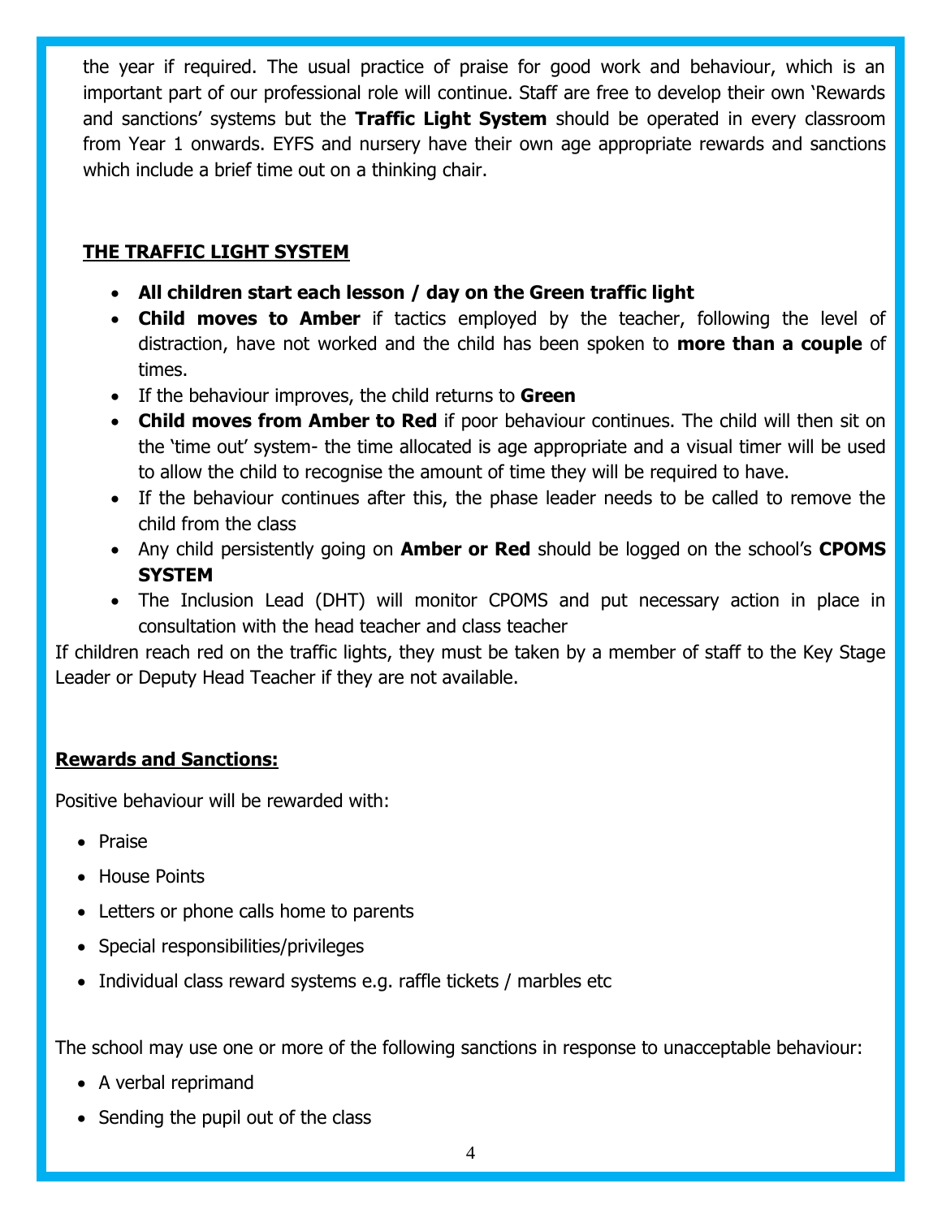the year if required. The usual practice of praise for good work and behaviour, which is an important part of our professional role will continue. Staff are free to develop their own 'Rewards and sanctions' systems but the **Traffic Light System** should be operated in every classroom from Year 1 onwards. EYFS and nursery have their own age appropriate rewards and sanctions which include a brief time out on a thinking chair.

## THE TRAFFIC LIGHT SYSTEM

- **All children start each lesson / day on the Green traffic light**
- **Child moves to Amber** if tactics employed by the teacher, following the level of distraction, have not worked and the child has been spoken to **more than a couple** of times.
- If the behaviour improves, the child returns to **Green**
- **Child moves from Amber to Red** if poor behaviour continues. The child will then sit on the 'time out' system- the time allocated is age appropriate and a visual timer will be used to allow the child to recognise the amount of time they will be required to have.
- If the behaviour continues after this, the phase leader needs to be called to remove the child from the class
- Any child persistently going on **Amber or Red** should be logged on the school's **CPOMS SYSTEM**
- The Inclusion Lead (DHT) will monitor CPOMS and put necessary action in place in consultation with the head teacher and class teacher

If children reach red on the traffic lights, they must be taken by a member of staff to the Key Stage Leader or Deputy Head Teacher if they are not available.

## Rewards and Sanctions:

Positive behaviour will be rewarded with:

- Praise
- House Points
- Letters or phone calls home to parents
- Special responsibilities/privileges
- Individual class reward systems e.g. raffle tickets / marbles etc

The school may use one or more of the following sanctions in response to unacceptable behaviour:

- A verbal reprimand
- Sending the pupil out of the class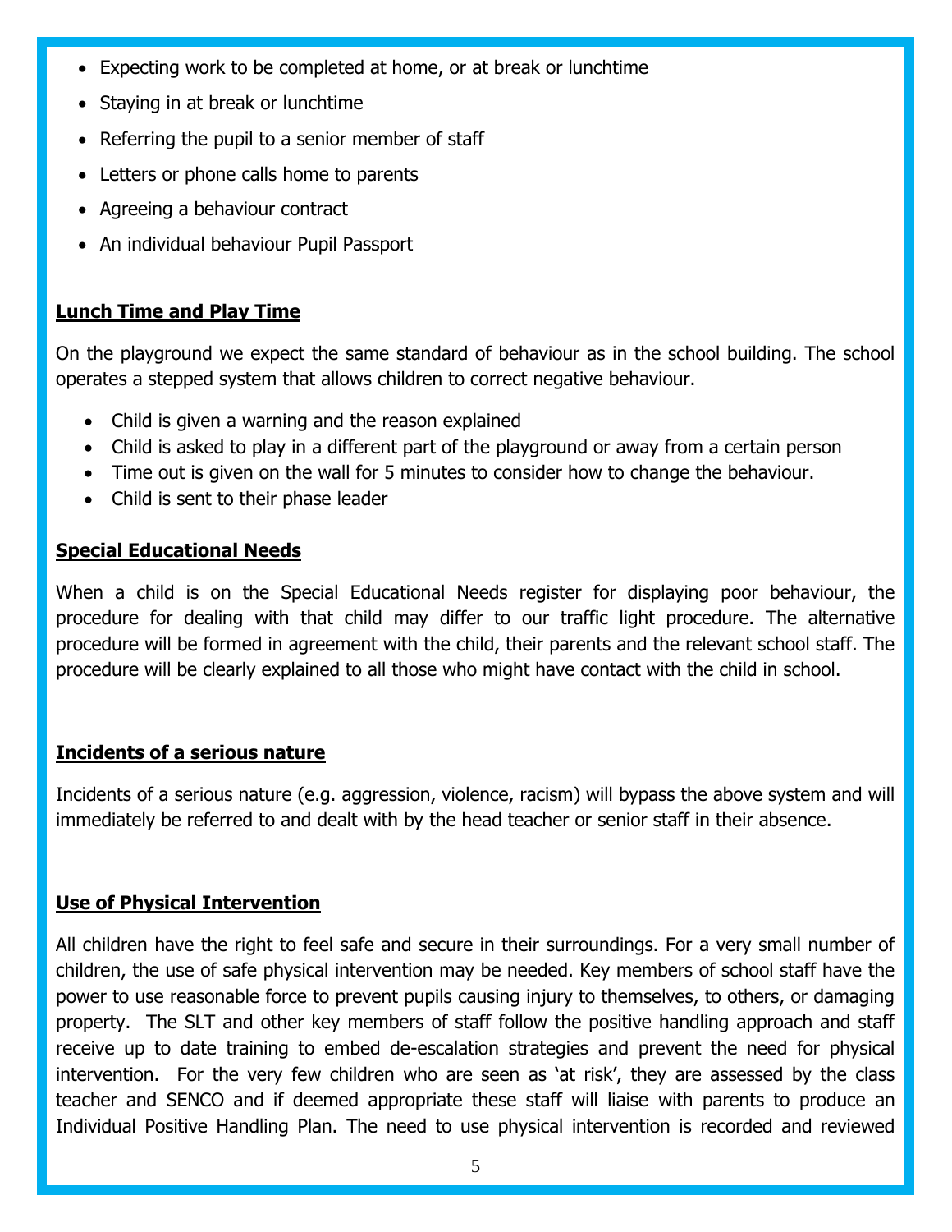- Expecting work to be completed at home, or at break or lunchtime
- Staying in at break or lunchtime
- Referring the pupil to a senior member of staff
- Letters or phone calls home to parents
- Agreeing a behaviour contract
- An individual behaviour Pupil Passport

## Lunch Time and Play Time

On the playground we expect the same standard of behaviour as in the school building. The school operates a stepped system that allows children to correct negative behaviour.

- Child is given a warning and the reason explained
- Child is asked to play in a different part of the playground or away from a certain person
- Time out is given on the wall for 5 minutes to consider how to change the behaviour.
- Child is sent to their phase leader

## Special Educational Needs

When a child is on the Special Educational Needs register for displaying poor behaviour, the procedure for dealing with that child may differ to our traffic light procedure. The alternative procedure will be formed in agreement with the child, their parents and the relevant school staff. The procedure will be clearly explained to all those who might have contact with the child in school.

## Incidents of a serious nature

Incidents of a serious nature (e.g. aggression, violence, racism) will bypass the above system and will immediately be referred to and dealt with by the head teacher or senior staff in their absence.

## Use of Physical Intervention

All children have the right to feel safe and secure in their surroundings. For a very small number of children, the use of safe physical intervention may be needed. Key members of school staff have the power to use reasonable force to prevent pupils causing injury to themselves, to others, or damaging property. The SLT and other key members of staff follow the positive handling approach and staff receive up to date training to embed de-escalation strategies and prevent the need for physical intervention. For the very few children who are seen as 'at risk', they are assessed by the class teacher and SENCO and if deemed appropriate these staff will liaise with parents to produce an Individual Positive Handling Plan. The need to use physical intervention is recorded and reviewed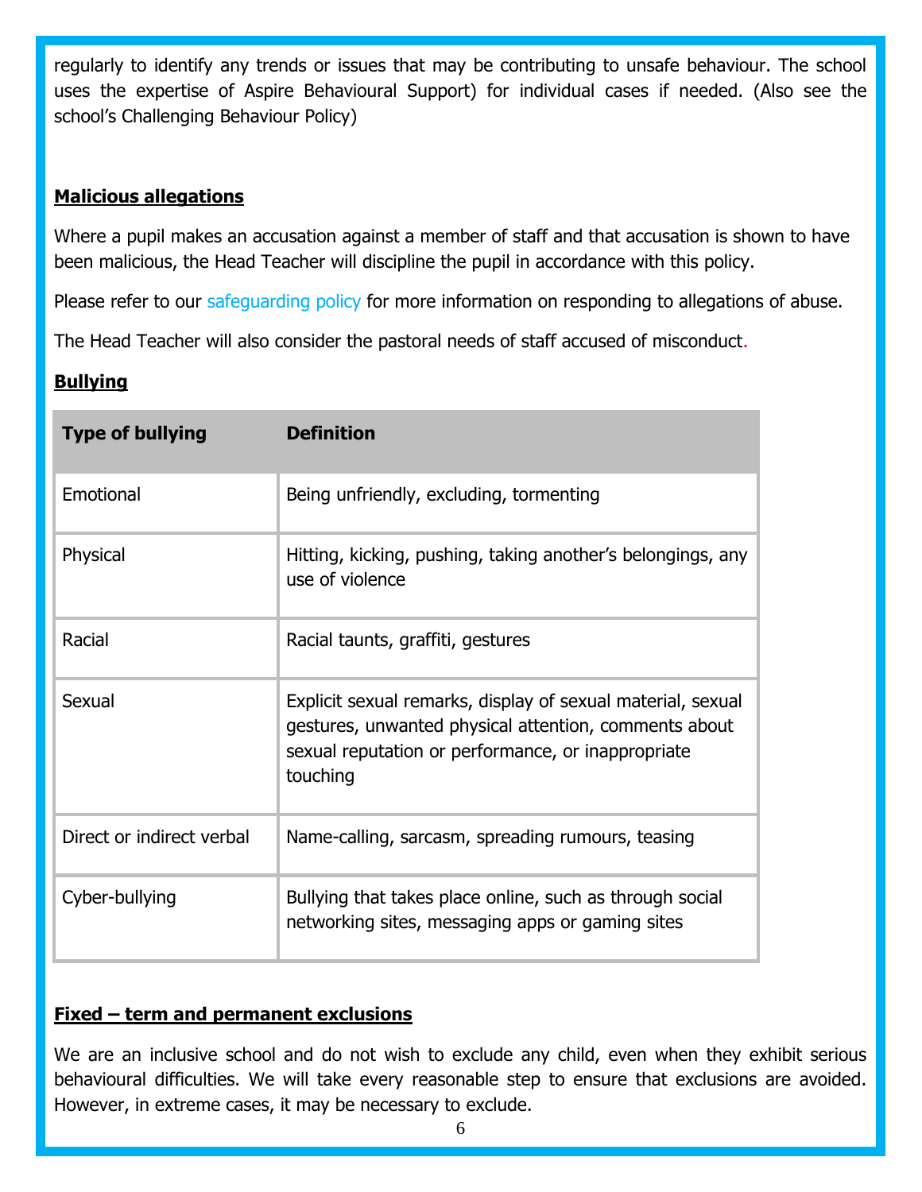regularly to identify any trends or issues that may be contributing to unsafe behaviour. The school uses the expertise of Aspire Behavioural Support) for individual cases if needed. (Also see the school's Challenging Behaviour Policy)

## Malicious allegations

Where a pupil makes an accusation against a member of staff and that accusation is shown to have been malicious, the Head Teacher will discipline the pupil in accordance with this policy.

Please refer to our safeguarding policy for more information on responding to allegations of abuse.

The Head Teacher will also consider the pastoral needs of staff accused of misconduct.

## Bullying

| Type of bullying | Definition |
| --- | --- |
| Emotional | Being unfriendly, excluding, tormenting |
| Physical | Hitting, kicking, pushing, taking another's belongings, any use of violence |
| Racial | Racial taunts, graffiti, gestures |
| Sexual | Explicit sexual remarks, display of sexual material, sexual gestures, unwanted physical attention, comments about sexual reputation or performance, or inappropriate touching |
| Direct or indirect verbal | Name-calling, sarcasm, spreading rumours, teasing |
| Cyber-bullying | Bullying that takes place online, such as through social networking sites, messaging apps or gaming sites |

## Fixed – term and permanent exclusions

We are an inclusive school and do not wish to exclude any child, even when they exhibit serious behavioural difficulties. We will take every reasonable step to ensure that exclusions are avoided. However, in extreme cases, it may be necessary to exclude.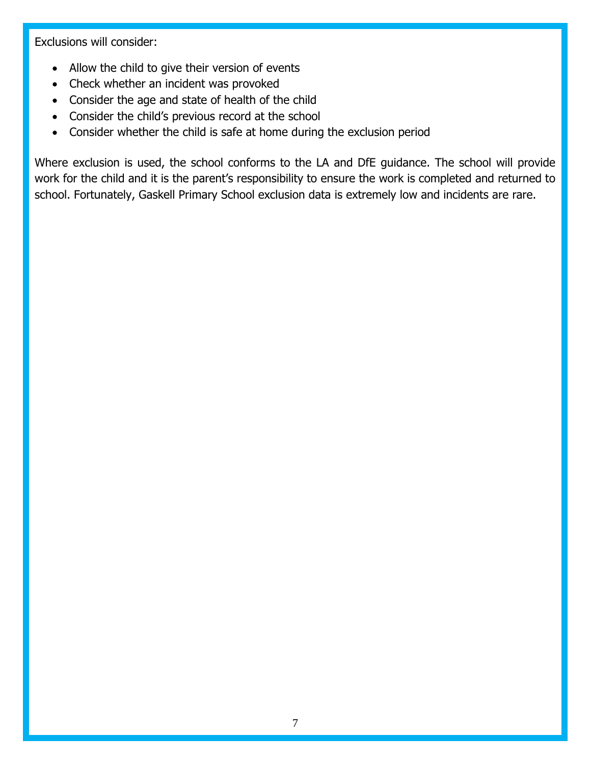Exclusions will consider:

- Allow the child to give their version of events
- Check whether an incident was provoked
- Consider the age and state of health of the child
- Consider the child's previous record at the school
- Consider whether the child is safe at home during the exclusion period

Where exclusion is used, the school conforms to the LA and DfE guidance. The school will provide work for the child and it is the parent's responsibility to ensure the work is completed and returned to school. Fortunately, Gaskell Primary School exclusion data is extremely low and incidents are rare.